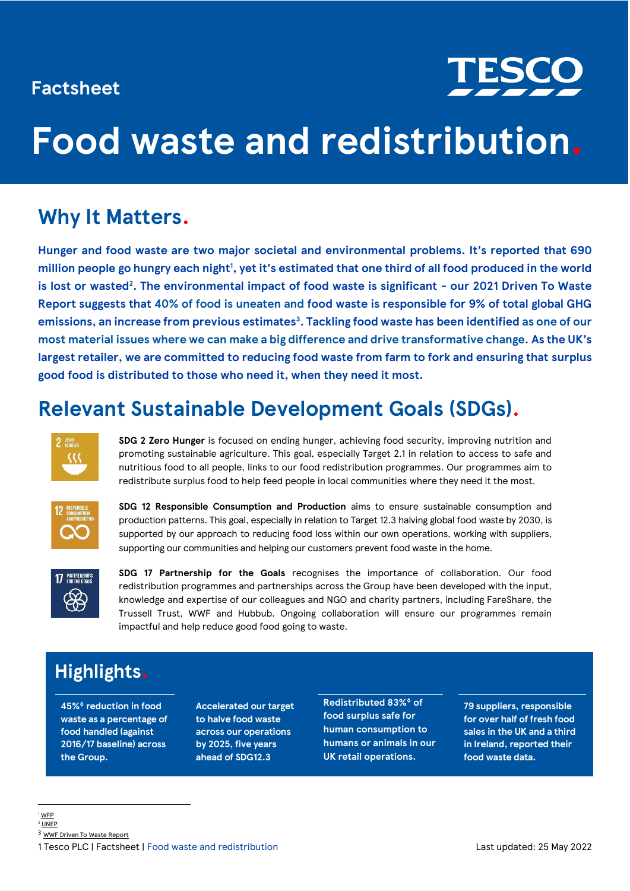Factsheet

# Food waste and redistribution.

## Why It Matters.

**Hunger and food waste are two major societal and environmental problems. It's reported that 690 million people go hungry each night[1], yet it's estimated that one third of all food produced in the world is lost or wasted[2]. The environmental impact of food waste is significant - our 2021 Driven To Waste Report suggests that 40% of food is uneaten and food waste is responsible for 9% of total global GHG emissions, an increase from previous estimates[3]. Tackling food waste has been identified as one of our most material issues where we can make a big difference and drive transformative change. As the UK's largest retailer, we are committed to reducing food waste from farm to fork and ensuring that surplus good food is distributed to those who need it, when they need it most.**

## Relevant Sustainable Development Goals (SDGs).

**SDG 2 Zero Hunger** is focused on ending hunger, achieving food security, improving nutrition and promoting sustainable agriculture. This goal, especially Target 2.1 in relation to access to safe and nutritious food to all people, links to our food redistribution programmes. Our programmes aim to redistribute surplus food to help feed people in local communities where they need it the most.

**SDG 12 Responsible Consumption and Production** aims to ensure sustainable consumption and production patterns. This goal, especially in relation to Target 12.3 halving global food waste by 2030, is supported by our approach to reducing food loss within our own operations, working with suppliers, supporting our communities and helping our customers prevent food waste in the home.

**SDG 17 Partnership for the Goals** recognises the importance of collaboration. Our food redistribution programmes and partnerships across the Group have been developed with the input, knowledge and expertise of our colleagues and NGO and charity partners, including FareShare, the Trussell Trust, WWF and Hubbub. Ongoing collaboration will ensure our programmes remain impactful and help reduce good food going to waste.

## Highlights.

- **45%◊ reduction in food waste as a percentage of food handled (against 2016/17 baseline) across the Group.**
- **Accelerated our target to halve food waste across our operations by 2025, five years ahead of SDG12.3**
- **Redistributed 83%◊ of food surplus safe for human consumption to humans or animals in our UK retail operations.**
- **79 suppliers, responsible for over half of fresh food sales in the UK and a third in Ireland, reported their food waste data.**

[1] WFP
[2] UNEP
[3] WWF Driven To Waste Report

Last updated: 25 May 2022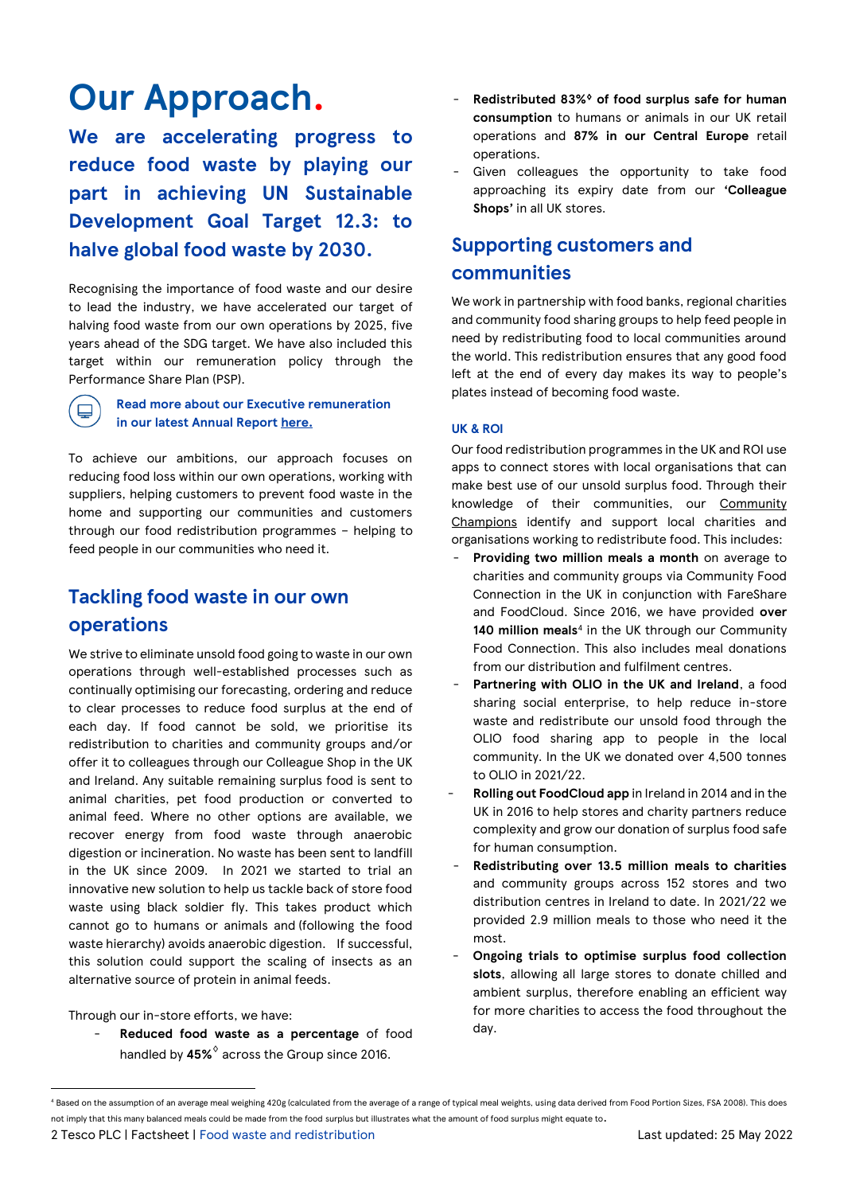# Our Approach.

## We are accelerating progress to reduce food waste by playing our part in achieving UN Sustainable Development Goal Target 12.3: to halve global food waste by 2030.

Recognising the importance of food waste and our desire to lead the industry, we have accelerated our target of halving food waste from our own operations by 2025, five years ahead of the SDG target. We have also included this target within our remuneration policy through the Performance Share Plan (PSP).

**Read more about our Executive remuneration in our latest Annual Report here.**

To achieve our ambitions, our approach focuses on reducing food loss within our own operations, working with suppliers, helping customers to prevent food waste in the home and supporting our communities and customers through our food redistribution programmes – helping to feed people in our communities who need it.

## Tackling food waste in our own operations

We strive to eliminate unsold food going to waste in our own operations through well-established processes such as continually optimising our forecasting, ordering and reduce to clear processes to reduce food surplus at the end of each day. If food cannot be sold, we prioritise its redistribution to charities and community groups and/or offer it to colleagues through our Colleague Shop in the UK and Ireland. Any suitable remaining surplus food is sent to animal charities, pet food production or converted to animal feed. Where no other options are available, we recover energy from food waste through anaerobic digestion or incineration. No waste has been sent to landfill in the UK since 2009. In 2021 we started to trial an innovative new solution to help us tackle back of store food waste using black soldier fly. This takes product which cannot go to humans or animals and (following the food waste hierarchy) avoids anaerobic digestion. If successful, this solution could support the scaling of insects as an alternative source of protein in animal feeds.

Through our in-store efforts, we have:

- **Reduced food waste as a percentage** of food handled by **45%**◊ across the Group since 2016.
- **Redistributed 83%◊ of food surplus safe for human consumption** to humans or animals in our UK retail operations and **87% in our Central Europe** retail operations.
- Given colleagues the opportunity to take food approaching its expiry date from our **'Colleague Shops'** in all UK stores.

## Supporting customers and communities

We work in partnership with food banks, regional charities and community food sharing groups to help feed people in need by redistributing food to local communities around the world. This redistribution ensures that any good food left at the end of every day makes its way to people's plates instead of becoming food waste.

### UK & ROI

Our food redistribution programmes in the UK and ROI use apps to connect stores with local organisations that can make best use of our unsold surplus food. Through their knowledge of their communities, our Community Champions identify and support local charities and organisations working to redistribute food. This includes:

- **Providing two million meals a month** on average to charities and community groups via Community Food Connection in the UK in conjunction with FareShare and FoodCloud. Since 2016, we have provided **over 140 million meals**[4] in the UK through our Community Food Connection. This also includes meal donations from our distribution and fulfilment centres.
- **Partnering with OLIO in the UK and Ireland**, a food sharing social enterprise, to help reduce in-store waste and redistribute our unsold food through the OLIO food sharing app to people in the local community. In the UK we donated over 4,500 tonnes to OLIO in 2021/22.
- **Rolling out FoodCloud app** in Ireland in 2014 and in the UK in 2016 to help stores and charity partners reduce complexity and grow our donation of surplus food safe for human consumption.
- **Redistributing over 13.5 million meals to charities** and community groups across 152 stores and two distribution centres in Ireland to date. In 2021/22 we provided 2.9 million meals to those who need it the most.
- **Ongoing trials to optimise surplus food collection slots**, allowing all large stores to donate chilled and ambient surplus, therefore enabling an efficient way for more charities to access the food throughout the day.

[4] Based on the assumption of an average meal weighing 420g (calculated from the average of a range of typical meal weights, using data derived from Food Portion Sizes, FSA 2008). This does not imply that this many balanced meals could be made from the food surplus but illustrates what the amount of food surplus might equate to.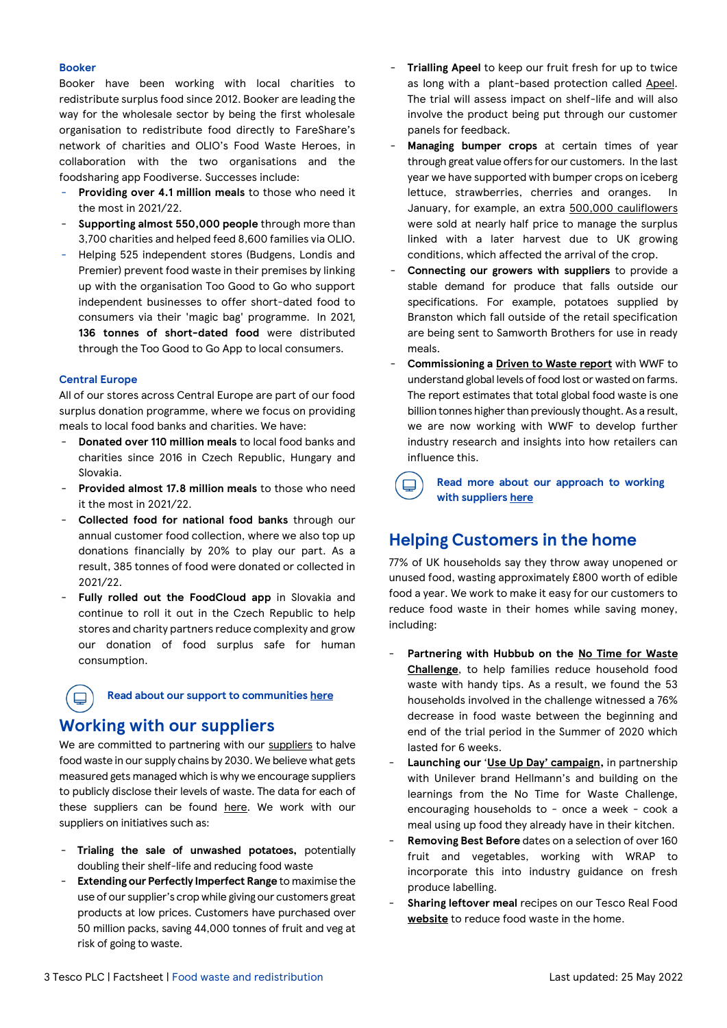### Booker

Booker have been working with local charities to redistribute surplus food since 2012. Booker are leading the way for the wholesale sector by being the first wholesale organisation to redistribute food directly to FareShare's network of charities and OLIO's Food Waste Heroes, in collaboration with the two organisations and the foodsharing app Foodiverse. Successes include:

- **Providing over 4.1 million meals** to those who need it the most in 2021/22.
- **Supporting almost 550,000 people** through more than 3,700 charities and helped feed 8,600 families via OLIO.
- Helping 525 independent stores (Budgens, Londis and Premier) prevent food waste in their premises by linking up with the organisation Too Good to Go who support independent businesses to offer short-dated food to consumers via their 'magic bag' programme. In 2021, **136 tonnes of short-dated food** were distributed through the Too Good to Go App to local consumers.

### Central Europe

All of our stores across Central Europe are part of our food surplus donation programme, where we focus on providing meals to local food banks and charities. We have:

- **Donated over 110 million meals** to local food banks and charities since 2016 in Czech Republic, Hungary and Slovakia.
- **Provided almost 17.8 million meals** to those who need it the most in 2021/22.
- **Collected food for national food banks** through our annual customer food collection, where we also top up donations financially by 20% to play our part. As a result, 385 tonnes of food were donated or collected in 2021/22.
- **Fully rolled out the FoodCloud app** in Slovakia and continue to roll it out in the Czech Republic to help stores and charity partners reduce complexity and grow our donation of food surplus safe for human consumption.

**Read about our support to communities here**

## Working with our suppliers

We are committed to partnering with our suppliers to halve food waste in our supply chains by 2030. We believe what gets measured gets managed which is why we encourage suppliers to publicly disclose their levels of waste. The data for each of these suppliers can be found here. We work with our suppliers on initiatives such as:

- **Trialing the sale of unwashed potatoes,** potentially doubling their shelf-life and reducing food waste
- **Extending our Perfectly Imperfect Range** to maximise the use of our supplier's crop while giving our customers great products at low prices. Customers have purchased over 50 million packs, saving 44,000 tonnes of fruit and veg at risk of going to waste.
- **Trialling Apeel** to keep our fruit fresh for up to twice as long with a plant-based protection called Apeel. The trial will assess impact on shelf-life and will also involve the product being put through our customer panels for feedback.
- **Managing bumper crops** at certain times of year through great value offers for our customers. In the last year we have supported with bumper crops on iceberg lettuce, strawberries, cherries and oranges. In January, for example, an extra 500,000 cauliflowers were sold at nearly half price to manage the surplus linked with a later harvest due to UK growing conditions, which affected the arrival of the crop.
- **Connecting our growers with suppliers** to provide a stable demand for produce that falls outside our specifications. For example, potatoes supplied by Branston which fall outside of the retail specification are being sent to Samworth Brothers for use in ready meals.
- **Commissioning a Driven to Waste report** with WWF to understand global levels of food lost or wasted on farms. The report estimates that total global food waste is one billion tonnes higher than previously thought. As a result, we are now working with WWF to develop further industry research and insights into how retailers can influence this.

**Read more about our approach to working with suppliers here**

## Helping Customers in the home

77% of UK households say they throw away unopened or unused food, wasting approximately £800 worth of edible food a year. We work to make it easy for our customers to reduce food waste in their homes while saving money, including:

- **Partnering with Hubbub on the No Time for Waste Challenge**, to help families reduce household food waste with handy tips. As a result, we found the 53 households involved in the challenge witnessed a 76% decrease in food waste between the beginning and end of the trial period in the Summer of 2020 which lasted for 6 weeks.
- **Launching our 'Use Up Day' campaign,** in partnership with Unilever brand Hellmann's and building on the learnings from the No Time for Waste Challenge, encouraging households to - once a week - cook a meal using up food they already have in their kitchen.
- **Removing Best Before** dates on a selection of over 160 fruit and vegetables, working with WRAP to incorporate this into industry guidance on fresh produce labelling.
- **Sharing leftover meal** recipes on our Tesco Real Food **website** to reduce food waste in the home.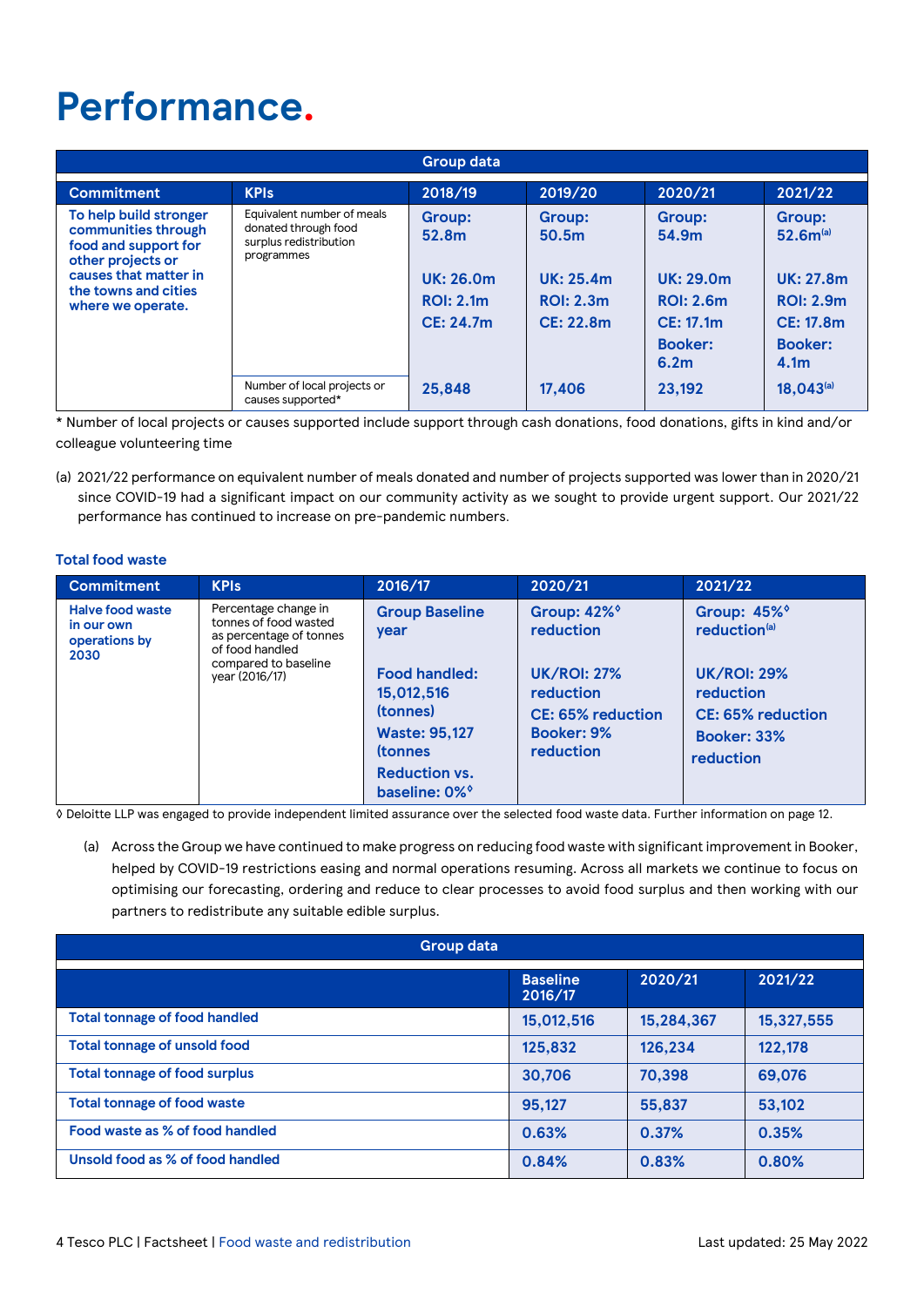# Performance.

| Group data | | | | | |
|---|---|---|---|---|---|
| **Commitment** | **KPIs** | **2018/19** | **2019/20** | **2020/21** | **2021/22** |
| **To help build stronger communities through food and support for other projects or causes that matter in the towns and cities where we operate.** | Equivalent number of meals donated through food surplus redistribution programmes | **Group: 52.8m**<br><br>**UK: 26.0m**<br>**ROI: 2.1m**<br>**CE: 24.7m** | **Group: 50.5m**<br><br>**UK: 25.4m**<br>**ROI: 2.3m**<br>**CE: 22.8m** | **Group: 54.9m**<br><br>**UK: 29.0m**<br>**ROI: 2.6m**<br>**CE: 17.1m**<br>**Booker: 6.2m** | **Group: 52.6m**[(a)]<br><br>**UK: 27.8m**<br>**ROI: 2.9m**<br>**CE: 17.8m**<br>**Booker: 4.1m** |
| | Number of local projects or causes supported* | **25,848** | **17,406** | **23,192** | **18,043**[(a)] |

\* Number of local projects or causes supported include support through cash donations, food donations, gifts in kind and/or colleague volunteering time

(a) 2021/22 performance on equivalent number of meals donated and number of projects supported was lower than in 2020/21 since COVID-19 had a significant impact on our community activity as we sought to provide urgent support. Our 2021/22 performance has continued to increase on pre-pandemic numbers.

### Total food waste

| **Commitment** | **KPIs** | **2016/17** | **2020/21** | **2021/22** |
|---|---|---|---|---|
| **Halve food waste in our own operations by 2030** | Percentage change in tonnes of food wasted as percentage of tonnes of food handled compared to baseline year (2016/17) | **Group Baseline year**<br><br>**Food handled: 15,012,516 (tonnes)**<br>**Waste: 95,127 (tonnes**<br>**Reduction vs. baseline: 0%◊** | **Group: 42%◊ reduction**<br><br>**UK/ROI: 27% reduction**<br>**CE: 65% reduction**<br>**Booker: 9% reduction** | **Group: 45%◊ reduction**[(a)]<br><br>**UK/ROI: 29% reduction**<br>**CE: 65% reduction**<br>**Booker: 33% reduction** |

◊ Deloitte LLP was engaged to provide independent limited assurance over the selected food waste data. Further information on page 12.

(a) Across the Group we have continued to make progress on reducing food waste with significant improvement in Booker, helped by COVID-19 restrictions easing and normal operations resuming. Across all markets we continue to focus on optimising our forecasting, ordering and reduce to clear processes to avoid food surplus and then working with our partners to redistribute any suitable edible surplus.

| Group data | | | |
|---|---|---|---|
| | **Baseline 2016/17** | **2020/21** | **2021/22** |
| **Total tonnage of food handled** | **15,012,516** | **15,284,367** | **15,327,555** |
| **Total tonnage of unsold food** | **125,832** | **126,234** | **122,178** |
| **Total tonnage of food surplus** | **30,706** | **70,398** | **69,076** |
| **Total tonnage of food waste** | **95,127** | **55,837** | **53,102** |
| **Food waste as % of food handled** | **0.63%** | **0.37%** | **0.35%** |
| **Unsold food as % of food handled** | **0.84%** | **0.83%** | **0.80%** |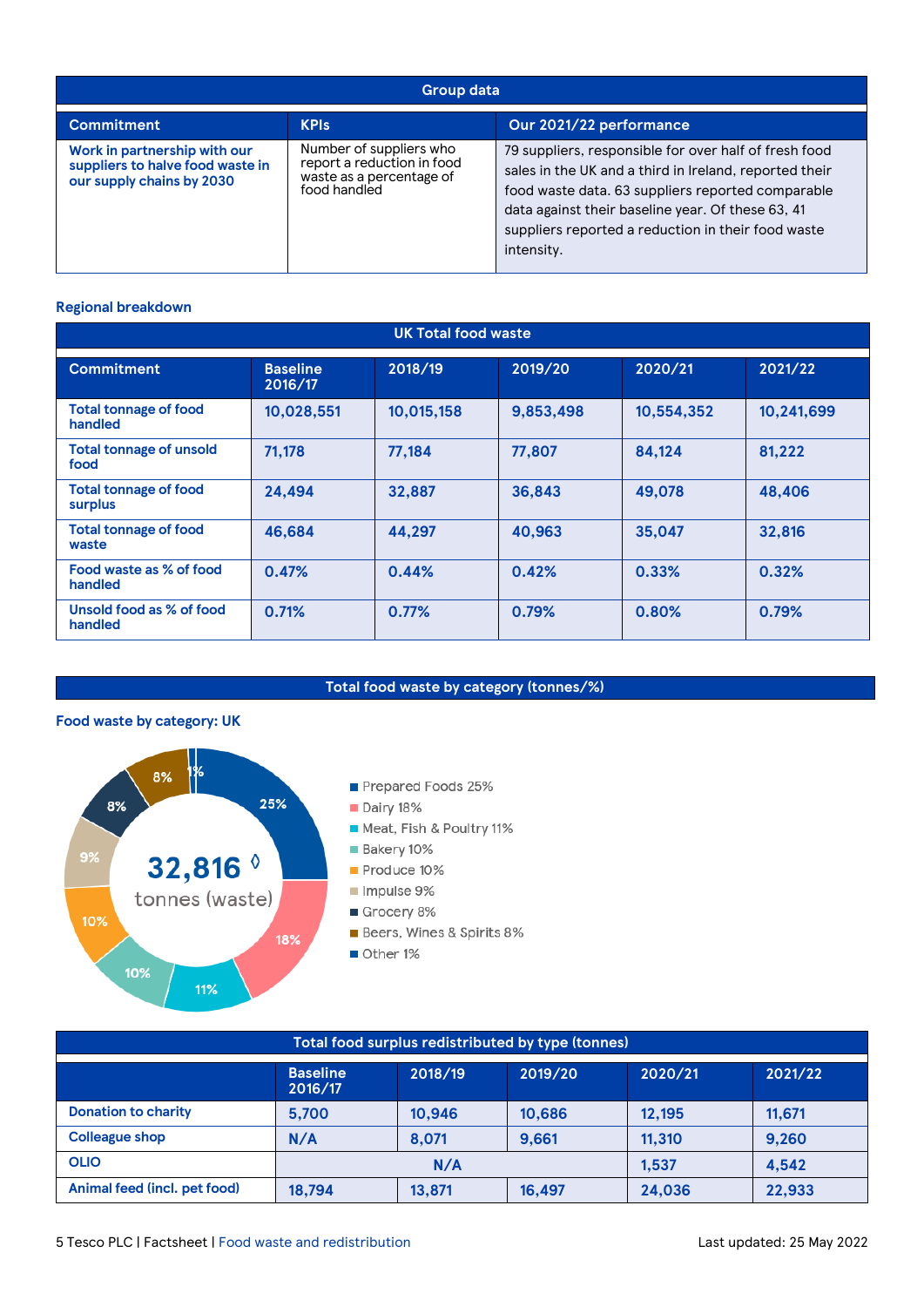| Group data | | |
|---|---|---|
| **Commitment** | **KPIs** | **Our 2021/22 performance** |
| **Work in partnership with our suppliers to halve food waste in our supply chains by 2030** | Number of suppliers who report a reduction in food waste as a percentage of food handled | 79 suppliers, responsible for over half of fresh food sales in the UK and a third in Ireland, reported their food waste data. 63 suppliers reported comparable data against their baseline year. Of these 63, 41 suppliers reported a reduction in their food waste intensity. |

### Regional breakdown

| UK Total food waste | | | | | |
|---|---|---|---|---|---|
| **Commitment** | **Baseline 2016/17** | **2018/19** | **2019/20** | **2020/21** | **2021/22** |
| Total tonnage of food handled | 10,028,551 | 10,015,158 | 9,853,498 | 10,554,352 | 10,241,699 |
| Total tonnage of unsold food | 71,178 | 77,184 | 77,807 | 84,124 | 81,222 |
| Total tonnage of food surplus | 24,494 | 32,887 | 36,843 | 49,078 | 48,406 |
| Total tonnage of food waste | 46,684 | 44,297 | 40,963 | 35,047 | 32,816 |
| Food waste as % of food handled | 0.47% | 0.44% | 0.42% | 0.33% | 0.32% |
| Unsold food as % of food handled | 0.71% | 0.77% | 0.79% | 0.80% | 0.79% |

### Total food waste by category (tonnes/%)

**Food waste by category: UK**

32,816 ◊ tonnes (waste)

- Prepared Foods 25%
- Dairy 18%
- Meat, Fish & Poultry 11%
- Bakery 10%
- Produce 10%
- Impulse 9%
- Grocery 8%
- Beers, Wines & Spirits 8%
- Other 1%

| Total food surplus redistributed by type (tonnes) | | | | | |
|---|---|---|---|---|---|
| | **Baseline 2016/17** | **2018/19** | **2019/20** | **2020/21** | **2021/22** |
| Donation to charity | 5,700 | 10,946 | 10,686 | 12,195 | 11,671 |
| Colleague shop | N/A | 8,071 | 9,661 | 11,310 | 9,260 |
| OLIO | N/A | | | 1,537 | 4,542 |
| Animal feed (incl. pet food) | 18,794 | 13,871 | 16,497 | 24,036 | 22,933 |

5 Tesco PLC | Factsheet | Food waste and redistribution

Last updated: 25 May 2022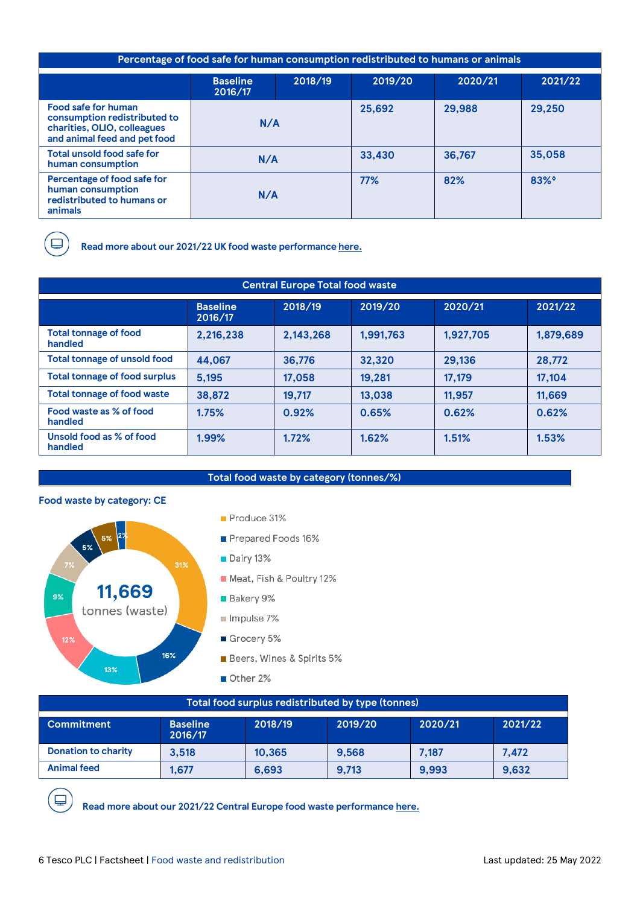| Percentage of food safe for human consumption redistributed to humans or animals | | | | | |
|---|---|---|---|---|---|
| | Baseline 2016/17 | 2018/19 | 2019/20 | 2020/21 | 2021/22 |
| Food safe for human consumption redistributed to charities, OLIO, colleagues and animal feed and pet food | N/A | | 25,692 | 29,988 | 29,250 |
| Total unsold food safe for human consumption | N/A | | 33,430 | 36,767 | 35,058 |
| Percentage of food safe for human consumption redistributed to humans or animals | N/A | | 77% | 82% | 83%◊ |

Read more about our 2021/22 UK food waste performance here.

| Central Europe Total food waste | | | | | |
|---|---|---|---|---|---|
| | Baseline 2016/17 | 2018/19 | 2019/20 | 2020/21 | 2021/22 |
| Total tonnage of food handled | 2,216,238 | 2,143,268 | 1,991,763 | 1,927,705 | 1,879,689 |
| Total tonnage of unsold food | 44,067 | 36,776 | 32,320 | 29,136 | 28,772 |
| Total tonnage of food surplus | 5,195 | 17,058 | 19,281 | 17,179 | 17,104 |
| Total tonnage of food waste | 38,872 | 19,717 | 13,038 | 11,957 | 11,669 |
| Food waste as % of food handled | 1.75% | 0.92% | 0.65% | 0.62% | 0.62% |
| Unsold food as % of food handled | 1.99% | 1.72% | 1.62% | 1.51% | 1.53% |

## Total food waste by category (tonnes/%)

**Food waste by category: CE**

11,669 tonnes (waste)

- Produce 31%
- Prepared Foods 16%
- Dairy 13%
- Meat, Fish & Poultry 12%
- Bakery 9%
- Impulse 7%
- Grocery 5%
- Beers, Wines & Spirits 5%
- Other 2%

| Total food surplus redistributed by type (tonnes) | | | | | |
|---|---|---|---|---|---|
| Commitment | Baseline 2016/17 | 2018/19 | 2019/20 | 2020/21 | 2021/22 |
| Donation to charity | 3,518 | 10,365 | 9,568 | 7,187 | 7,472 |
| Animal feed | 1,677 | 6,693 | 9,713 | 9,993 | 9,632 |

Read more about our 2021/22 Central Europe food waste performance here.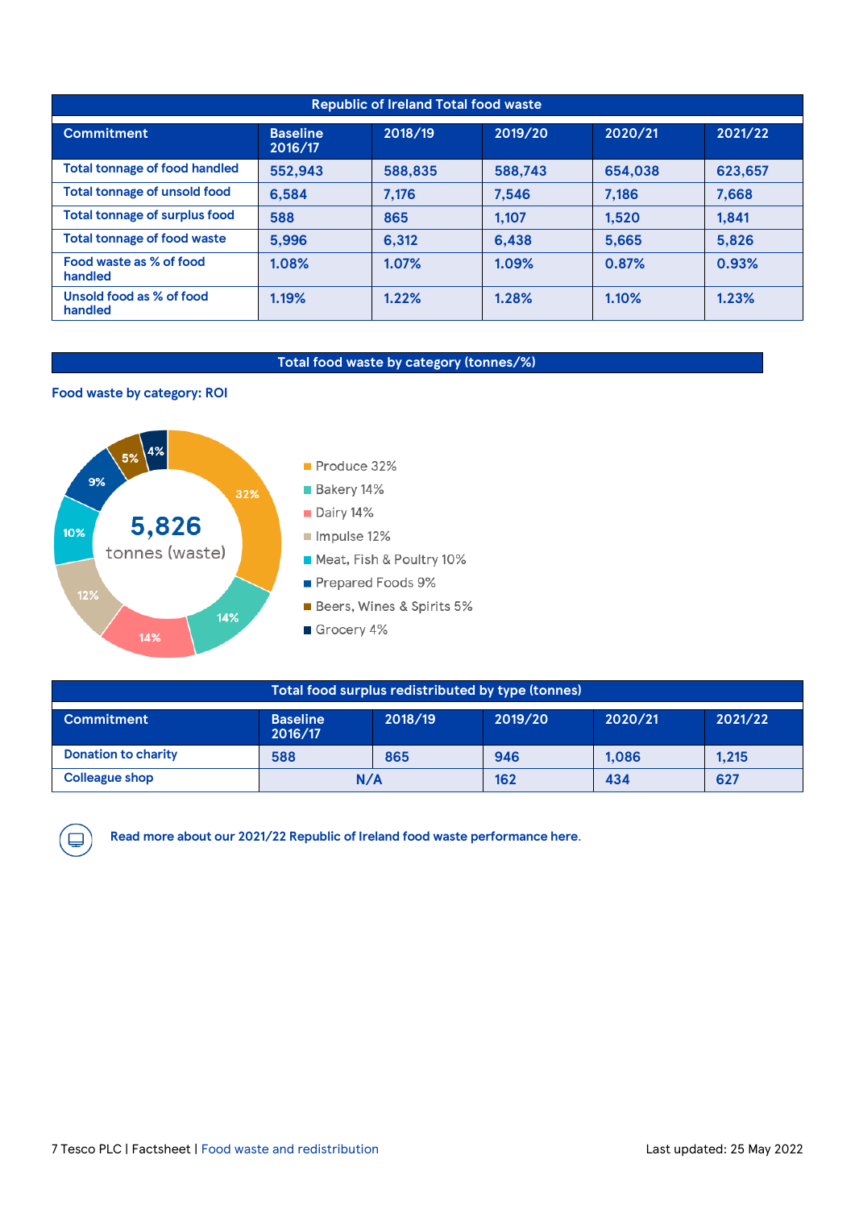| Republic of Ireland Total food waste | | | | | |
|---|---|---|---|---|---|
| **Commitment** | **Baseline 2016/17** | **2018/19** | **2019/20** | **2020/21** | **2021/22** |
| Total tonnage of food handled | 552,943 | 588,835 | 588,743 | 654,038 | 623,657 |
| Total tonnage of unsold food | 6,584 | 7,176 | 7,546 | 7,186 | 7,668 |
| Total tonnage of surplus food | 588 | 865 | 1,107 | 1,520 | 1,841 |
| Total tonnage of food waste | 5,996 | 6,312 | 6,438 | 5,665 | 5,826 |
| Food waste as % of food handled | 1.08% | 1.07% | 1.09% | 0.87% | 0.93% |
| Unsold food as % of food handled | 1.19% | 1.22% | 1.28% | 1.10% | 1.23% |

## Total food waste by category (tonnes/%)

### Food waste by category: ROI

5,826 tonnes (waste)

- Produce 32%
- Bakery 14%
- Dairy 14%
- Impulse 12%
- Meat, Fish & Poultry 10%
- Prepared Foods 9%
- Beers, Wines & Spirits 5%
- Grocery 4%

| Total food surplus redistributed by type (tonnes) | | | | | |
|---|---|---|---|---|---|
| **Commitment** | **Baseline 2016/17** | **2018/19** | **2019/20** | **2020/21** | **2021/22** |
| Donation to charity | 588 | 865 | 946 | 1,086 | 1,215 |
| Colleague shop | N/A | | 162 | 434 | 627 |

Read more about our 2021/22 Republic of Ireland food waste performance here.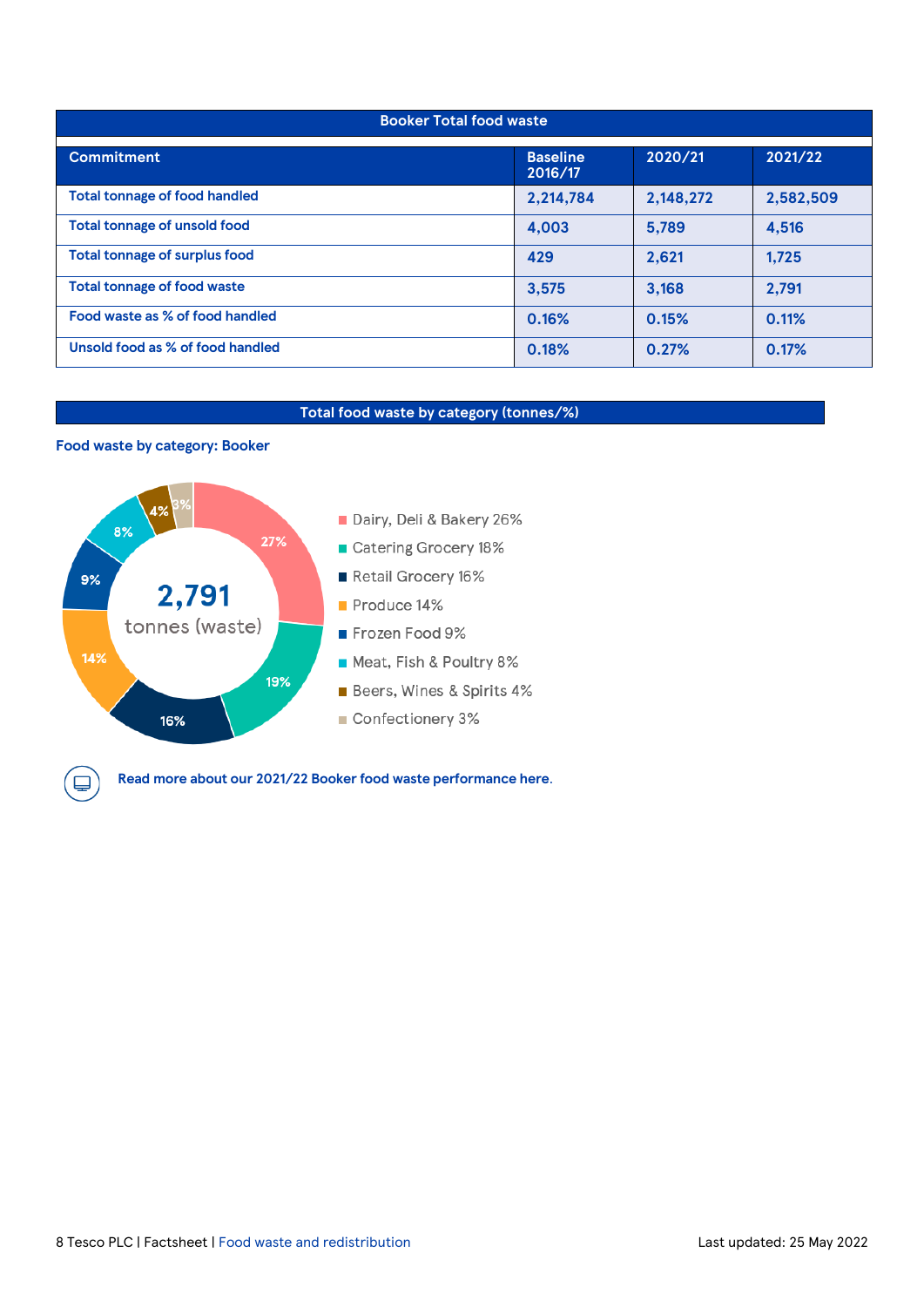## Booker Total food waste

| Commitment | Baseline 2016/17 | 2020/21 | 2021/22 |
|---|---|---|---|
| Total tonnage of food handled | 2,214,784 | 2,148,272 | 2,582,509 |
| Total tonnage of unsold food | 4,003 | 5,789 | 4,516 |
| Total tonnage of surplus food | 429 | 2,621 | 1,725 |
| Total tonnage of food waste | 3,575 | 3,168 | 2,791 |
| Food waste as % of food handled | 0.16% | 0.15% | 0.11% |
| Unsold food as % of food handled | 0.18% | 0.27% | 0.17% |

## Total food waste by category (tonnes/%)

### Food waste by category: Booker

2,791 tonnes (waste)

- Dairy, Deli & Bakery 26%
- Catering Grocery 18%
- Retail Grocery 16%
- Produce 14%
- Frozen Food 9%
- Meat, Fish & Poultry 8%
- Beers, Wines & Spirits 4%
- Confectionery 3%

Chart segment labels: 27%, 19%, 16%, 14%, 9%, 8%, 4%, 3%

Read more about our 2021/22 Booker food waste performance here.

8 Tesco PLC | Factsheet | Food waste and redistribution — Last updated: 25 May 2022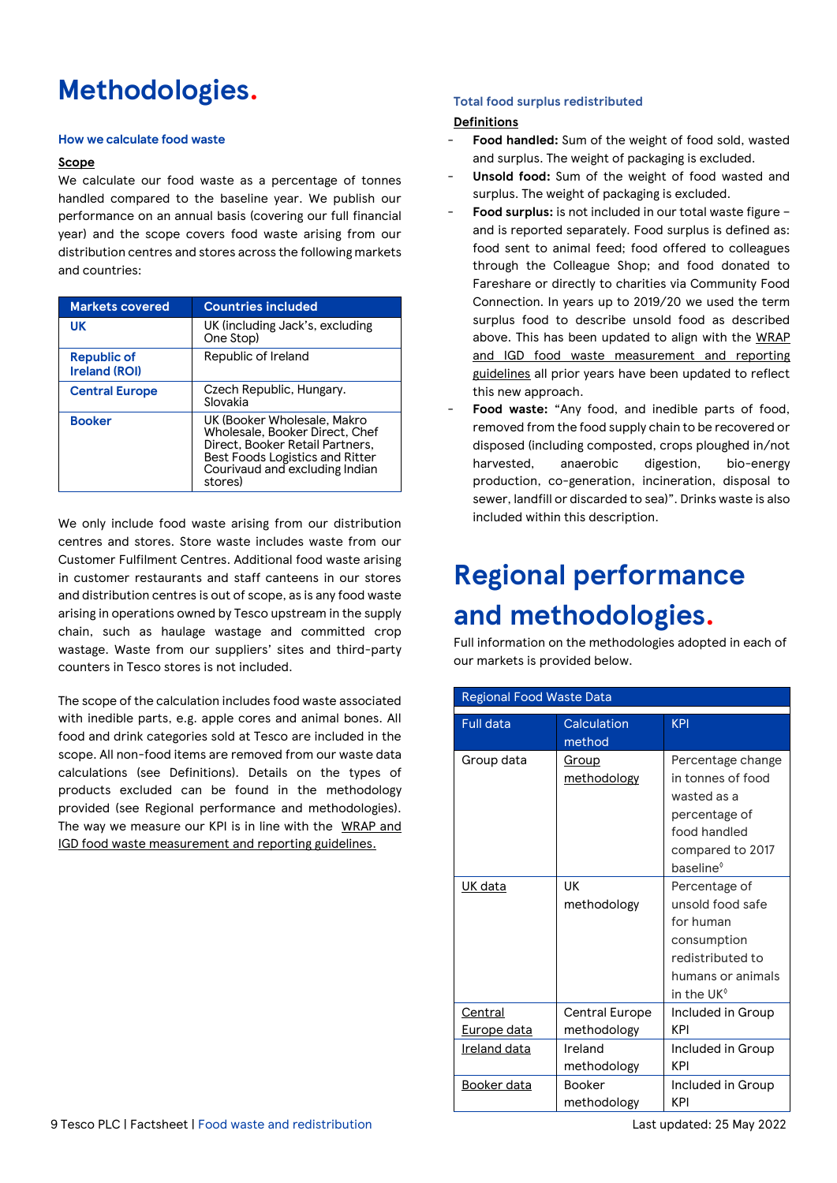# Methodologies.

### How we calculate food waste

**Scope**

We calculate our food waste as a percentage of tonnes handled compared to the baseline year. We publish our performance on an annual basis (covering our full financial year) and the scope covers food waste arising from our distribution centres and stores across the following markets and countries:

| Markets covered | Countries included |
|---|---|
| **UK** | UK (including Jack's, excluding One Stop) |
| **Republic of Ireland (ROI)** | Republic of Ireland |
| **Central Europe** | Czech Republic, Hungary. Slovakia |
| **Booker** | UK (Booker Wholesale, Makro Wholesale, Booker Direct, Chef Direct, Booker Retail Partners, Best Foods Logistics and Ritter Courivaud and excluding Indian stores) |

We only include food waste arising from our distribution centres and stores. Store waste includes waste from our Customer Fulfilment Centres. Additional food waste arising in customer restaurants and staff canteens in our stores and distribution centres is out of scope, as is any food waste arising in operations owned by Tesco upstream in the supply chain, such as haulage wastage and committed crop wastage. Waste from our suppliers' sites and third-party counters in Tesco stores is not included.

The scope of the calculation includes food waste associated with inedible parts, e.g. apple cores and animal bones. All food and drink categories sold at Tesco are included in the scope. All non-food items are removed from our waste data calculations (see Definitions). Details on the types of products excluded can be found in the methodology provided (see Regional performance and methodologies). The way we measure our KPI is in line with the WRAP and IGD food waste measurement and reporting guidelines.

### Total food surplus redistributed

**Definitions**

- **Food handled:** Sum of the weight of food sold, wasted and surplus. The weight of packaging is excluded.
- **Unsold food:** Sum of the weight of food wasted and surplus. The weight of packaging is excluded.
- **Food surplus:** is not included in our total waste figure – and is reported separately. Food surplus is defined as: food sent to animal feed; food offered to colleagues through the Colleague Shop; and food donated to Fareshare or directly to charities via Community Food Connection. In years up to 2019/20 we used the term surplus food to describe unsold food as described above. This has been updated to align with the WRAP and IGD food waste measurement and reporting guidelines all prior years have been updated to reflect this new approach.
- **Food waste:** "Any food, and inedible parts of food, removed from the food supply chain to be recovered or disposed (including composted, crops ploughed in/not harvested, anaerobic digestion, bio-energy production, co-generation, incineration, disposal to sewer, landfill or discarded to sea)". Drinks waste is also included within this description.

# Regional performance and methodologies.

Full information on the methodologies adopted in each of our markets is provided below.

| Regional Food Waste Data | | |
|---|---|---|
| **Full data** | **Calculation method** | **KPI** |
| Group data | Group methodology | Percentage change in tonnes of food wasted as a percentage of food handled compared to 2017 baseline◊ |
| UK data | UK methodology | Percentage of unsold food safe for human consumption redistributed to humans or animals in the UK◊ |
| Central Europe data | Central Europe methodology | Included in Group KPI |
| Ireland data | Ireland methodology | Included in Group KPI |
| Booker data | Booker methodology | Included in Group KPI |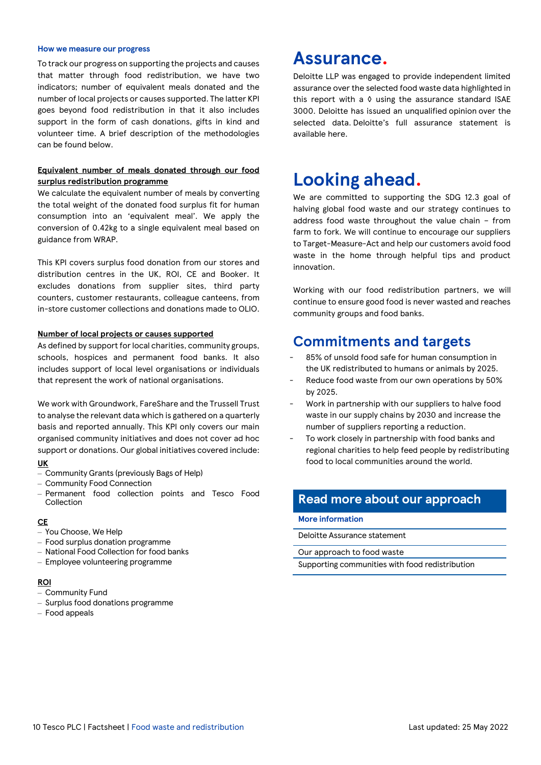### How we measure our progress

To track our progress on supporting the projects and causes that matter through food redistribution, we have two indicators; number of equivalent meals donated and the number of local projects or causes supported. The latter KPI goes beyond food redistribution in that it also includes support in the form of cash donations, gifts in kind and volunteer time. A brief description of the methodologies can be found below.

**Equivalent number of meals donated through our food surplus redistribution programme**

We calculate the equivalent number of meals by converting the total weight of the donated food surplus fit for human consumption into an 'equivalent meal'. We apply the conversion of 0.42kg to a single equivalent meal based on guidance from WRAP.

This KPI covers surplus food donation from our stores and distribution centres in the UK, ROI, CE and Booker. It excludes donations from supplier sites, third party counters, customer restaurants, colleague canteens, from in-store customer collections and donations made to OLIO.

**Number of local projects or causes supported**

As defined by support for local charities, community groups, schools, hospices and permanent food banks. It also includes support of local level organisations or individuals that represent the work of national organisations.

We work with Groundwork, FareShare and the Trussell Trust to analyse the relevant data which is gathered on a quarterly basis and reported annually. This KPI only covers our main organised community initiatives and does not cover ad hoc support or donations. Our global initiatives covered include:

**UK**
- Community Grants (previously Bags of Help)
- Community Food Connection
- Permanent food collection points and Tesco Food Collection

**CE**
- You Choose, We Help
- Food surplus donation programme
- National Food Collection for food banks
- Employee volunteering programme

**ROI**
- Community Fund
- Surplus food donations programme
- Food appeals

# Assurance.

Deloitte LLP was engaged to provide independent limited assurance over the selected food waste data highlighted in this report with a ◊ using the assurance standard ISAE 3000. Deloitte has issued an unqualified opinion over the selected data. Deloitte's full assurance statement is available here.

# Looking ahead.

We are committed to supporting the SDG 12.3 goal of halving global food waste and our strategy continues to address food waste throughout the value chain – from farm to fork. We will continue to encourage our suppliers to Target-Measure-Act and help our customers avoid food waste in the home through helpful tips and product innovation.

Working with our food redistribution partners, we will continue to ensure good food is never wasted and reaches community groups and food banks.

## Commitments and targets

- 85% of unsold food safe for human consumption in the UK redistributed to humans or animals by 2025.
- Reduce food waste from our own operations by 50% by 2025.
- Work in partnership with our suppliers to halve food waste in our supply chains by 2030 and increase the number of suppliers reporting a reduction.
- To work closely in partnership with food banks and regional charities to help feed people by redistributing food to local communities around the world.

## Read more about our approach

| More information |
| --- |
| Deloitte Assurance statement |
| Our approach to food waste |
| Supporting communities with food redistribution |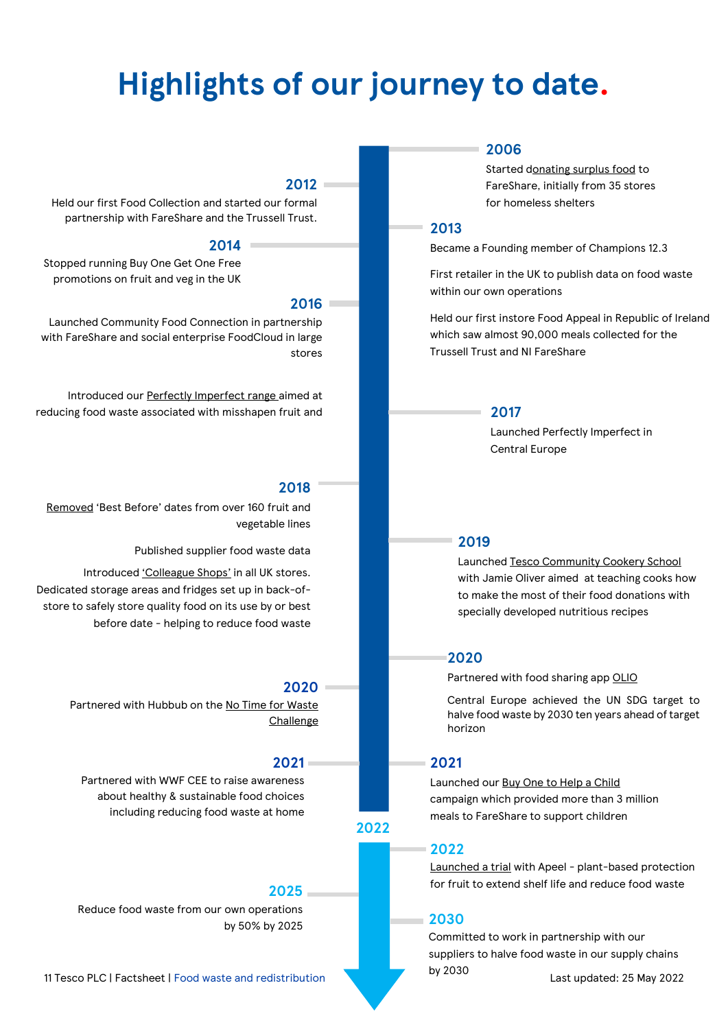# Highlights of our journey to date.

### 2006

Started donating surplus food to FareShare, initially from 35 stores for homeless shelters

### 2012

Held our first Food Collection and started our formal partnership with FareShare and the Trussell Trust.

### 2013

Became a Founding member of Champions 12.3

First retailer in the UK to publish data on food waste within our own operations

Held our first instore Food Appeal in Republic of Ireland which saw almost 90,000 meals collected for the Trussell Trust and NI FareShare

### 2014

Stopped running Buy One Get One Free promotions on fruit and veg in the UK

### 2016

Launched Community Food Connection in partnership with FareShare and social enterprise FoodCloud in large stores

Introduced our Perfectly Imperfect range aimed at reducing food waste associated with misshapen fruit and

### 2017

Launched Perfectly Imperfect in Central Europe

### 2018

Removed 'Best Before' dates from over 160 fruit and vegetable lines

Published supplier food waste data

Introduced 'Colleague Shops' in all UK stores. Dedicated storage areas and fridges set up in back-of-store to safely store quality food on its use by or best before date - helping to reduce food waste

### 2019

Launched Tesco Community Cookery School with Jamie Oliver aimed at teaching cooks how to make the most of their food donations with specially developed nutritious recipes

### 2020

Partnered with food sharing app OLIO

Central Europe achieved the UN SDG target to halve food waste by 2030 ten years ahead of target horizon

### 2020

Partnered with Hubbub on the No Time for Waste Challenge

### 2021

Partnered with WWF CEE to raise awareness about healthy & sustainable food choices including reducing food waste at home

### 2021

Launched our Buy One to Help a Child campaign which provided more than 3 million meals to FareShare to support children

### 2022

### 2022

Launched a trial with Apeel - plant-based protection for fruit to extend shelf life and reduce food waste

### 2025

Reduce food waste from our own operations by 50% by 2025

### 2030

Committed to work in partnership with our suppliers to halve food waste in our supply chains by 2030

Tesco PLC | Factsheet | Food waste and redistribution

Last updated: 25 May 2022